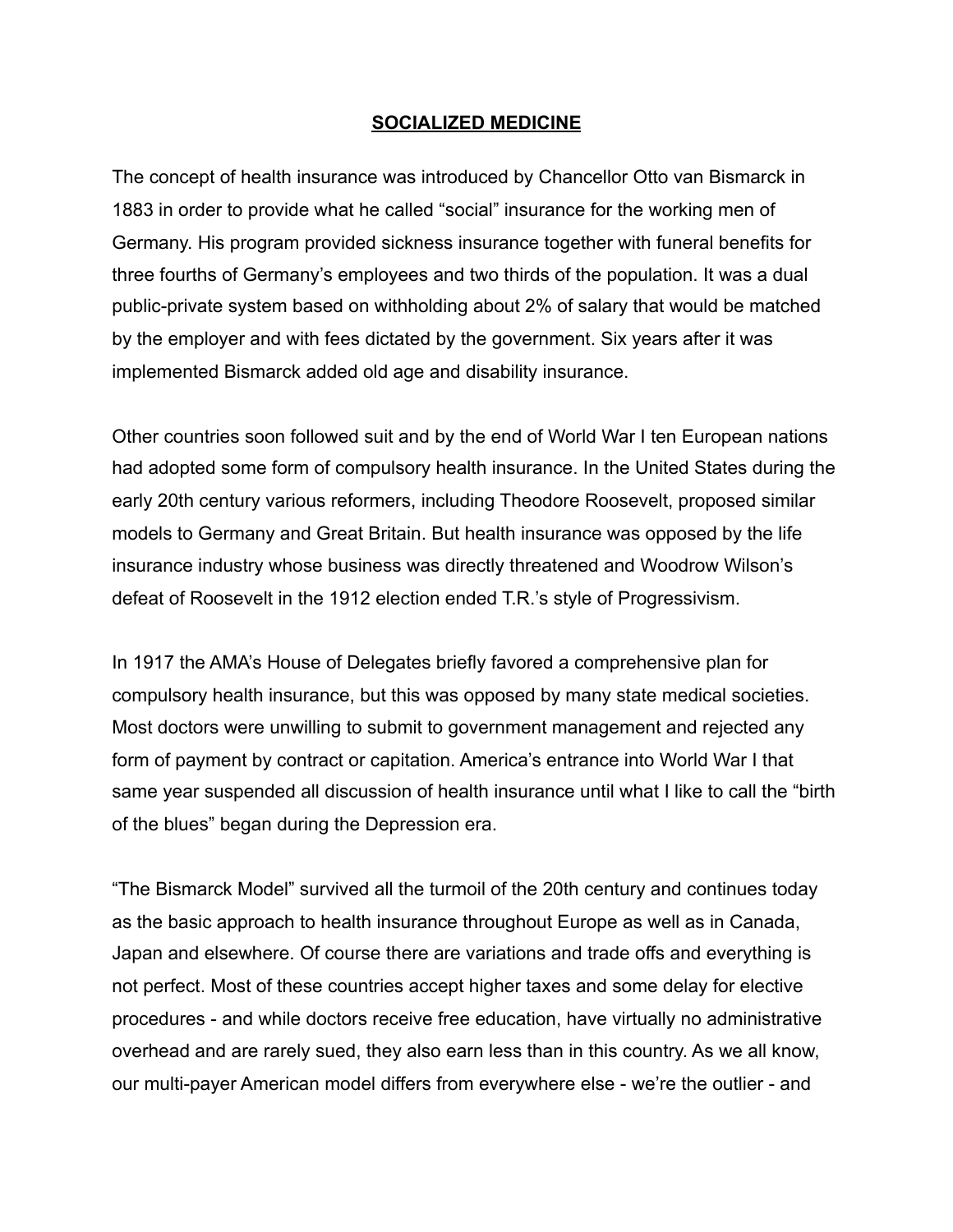# SOCIALIZED MEDICINE

The concept of health insurance was introduced by Chancellor Otto van Bismarck in 1883 in order to provide what he called "social" insurance for the working men of Germany. His program provided sickness insurance together with funeral benefits for three fourths of Germany's employees and two thirds of the population. It was a dual public-private system based on withholding about 2% of salary that would be matched by the employer and with fees dictated by the government. Six years after it was implemented Bismarck added old age and disability insurance.

Other countries soon followed suit and by the end of World War I ten European nations had adopted some form of compulsory health insurance. In the United States during the early 20th century various reformers, including Theodore Roosevelt, proposed similar models to Germany and Great Britain. But health insurance was opposed by the life insurance industry whose business was directly threatened and Woodrow Wilson's defeat of Roosevelt in the 1912 election ended T.R.'s style of Progressivism.

In 1917 the AMA's House of Delegates briefly favored a comprehensive plan for compulsory health insurance, but this was opposed by many state medical societies. Most doctors were unwilling to submit to government management and rejected any form of payment by contract or capitation. America's entrance into World War I that same year suspended all discussion of health insurance until what I like to call the "birth of the blues" began during the Depression era.

"The Bismarck Model" survived all the turmoil of the 20th century and continues today as the basic approach to health insurance throughout Europe as well as in Canada, Japan and elsewhere. Of course there are variations and trade offs and everything is not perfect. Most of these countries accept higher taxes and some delay for elective procedures - and while doctors receive free education, have virtually no administrative overhead and are rarely sued, they also earn less than in this country. As we all know, our multi-payer American model differs from everywhere else - we're the outlier - and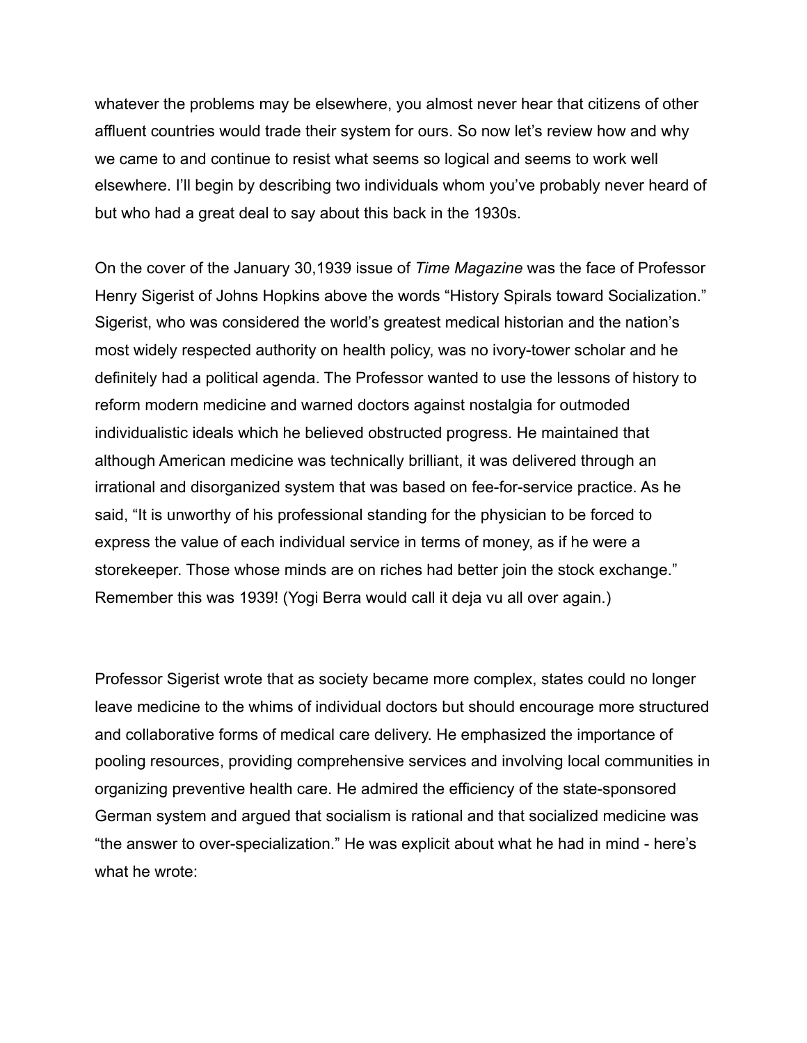whatever the problems may be elsewhere, you almost never hear that citizens of other affluent countries would trade their system for ours. So now let's review how and why we came to and continue to resist what seems so logical and seems to work well elsewhere. I'll begin by describing two individuals whom you've probably never heard of but who had a great deal to say about this back in the 1930s.

On the cover of the January 30,1939 issue of *Time Magazine* was the face of Professor Henry Sigerist of Johns Hopkins above the words "History Spirals toward Socialization." Sigerist, who was considered the world's greatest medical historian and the nation's most widely respected authority on health policy, was no ivory-tower scholar and he definitely had a political agenda. The Professor wanted to use the lessons of history to reform modern medicine and warned doctors against nostalgia for outmoded individualistic ideals which he believed obstructed progress. He maintained that although American medicine was technically brilliant, it was delivered through an irrational and disorganized system that was based on fee-for-service practice. As he said, "It is unworthy of his professional standing for the physician to be forced to express the value of each individual service in terms of money, as if he were a storekeeper. Those whose minds are on riches had better join the stock exchange." Remember this was 1939! (Yogi Berra would call it deja vu all over again.)

Professor Sigerist wrote that as society became more complex, states could no longer leave medicine to the whims of individual doctors but should encourage more structured and collaborative forms of medical care delivery. He emphasized the importance of pooling resources, providing comprehensive services and involving local communities in organizing preventive health care. He admired the efficiency of the state-sponsored German system and argued that socialism is rational and that socialized medicine was "the answer to over-specialization." He was explicit about what he had in mind - here's what he wrote: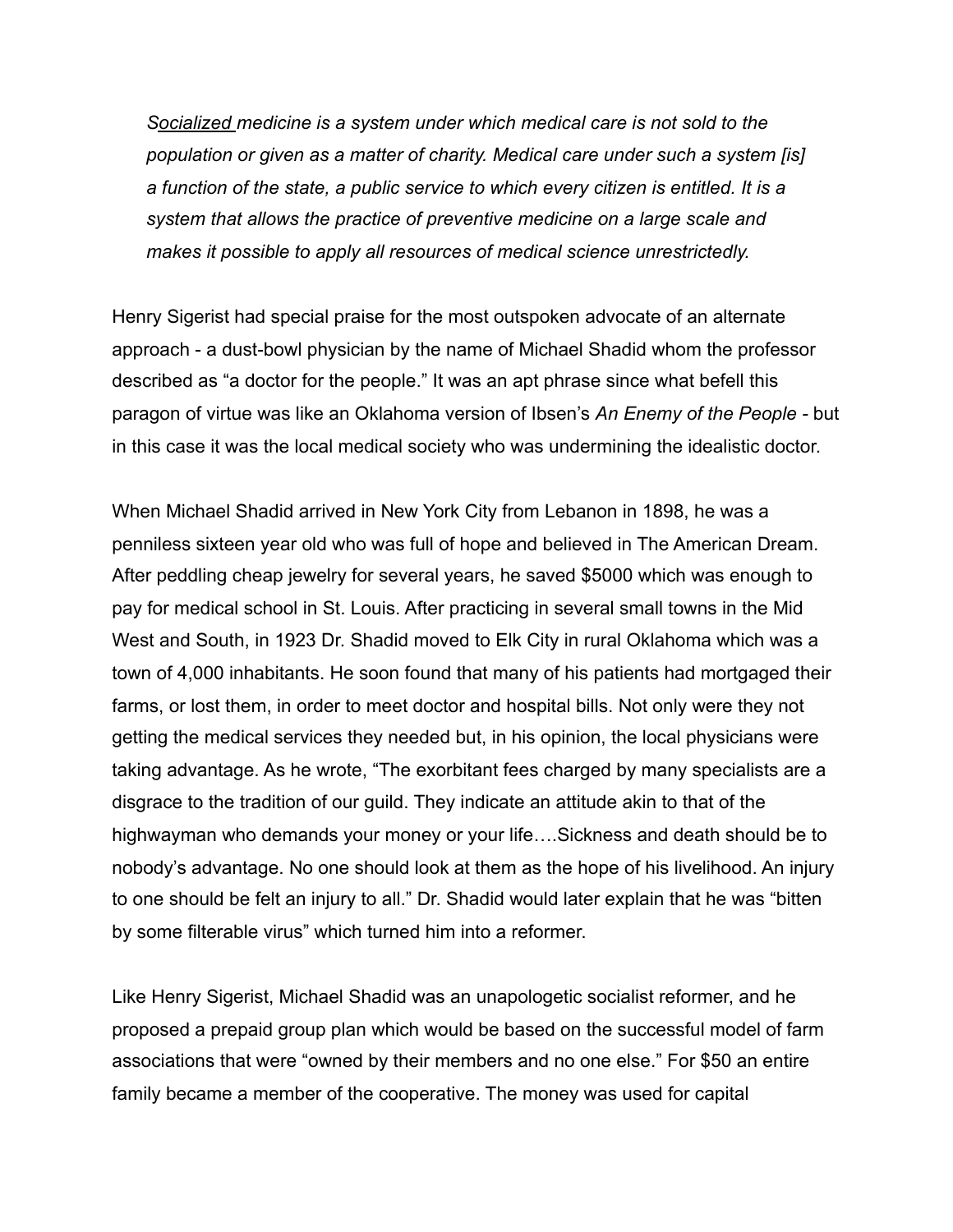*Socialized medicine is a system under which medical care is not sold to the population or given as a matter of charity. Medical care under such a system [is] a function of the state, a public service to which every citizen is entitled. It is a system that allows the practice of preventive medicine on a large scale and makes it possible to apply all resources of medical science unrestrictedly.*

Henry Sigerist had special praise for the most outspoken advocate of an alternate approach - a dust-bowl physician by the name of Michael Shadid whom the professor described as "a doctor for the people." It was an apt phrase since what befell this paragon of virtue was like an Oklahoma version of Ibsen's *An Enemy of the People* - but in this case it was the local medical society who was undermining the idealistic doctor.

When Michael Shadid arrived in New York City from Lebanon in 1898, he was a penniless sixteen year old who was full of hope and believed in The American Dream. After peddling cheap jewelry for several years, he saved $5000 which was enough to pay for medical school in St. Louis. After practicing in several small towns in the Mid West and South, in 1923 Dr. Shadid moved to Elk City in rural Oklahoma which was a town of 4,000 inhabitants. He soon found that many of his patients had mortgaged their farms, or lost them, in order to meet doctor and hospital bills. Not only were they not getting the medical services they needed but, in his opinion, the local physicians were taking advantage. As he wrote, "The exorbitant fees charged by many specialists are a disgrace to the tradition of our guild. They indicate an attitude akin to that of the highwayman who demands your money or your life….Sickness and death should be to nobody's advantage. No one should look at them as the hope of his livelihood. An injury to one should be felt an injury to all." Dr. Shadid would later explain that he was "bitten by some filterable virus" which turned him into a reformer.

Like Henry Sigerist, Michael Shadid was an unapologetic socialist reformer, and he proposed a prepaid group plan which would be based on the successful model of farm associations that were "owned by their members and no one else." For $50 an entire family became a member of the cooperative. The money was used for capital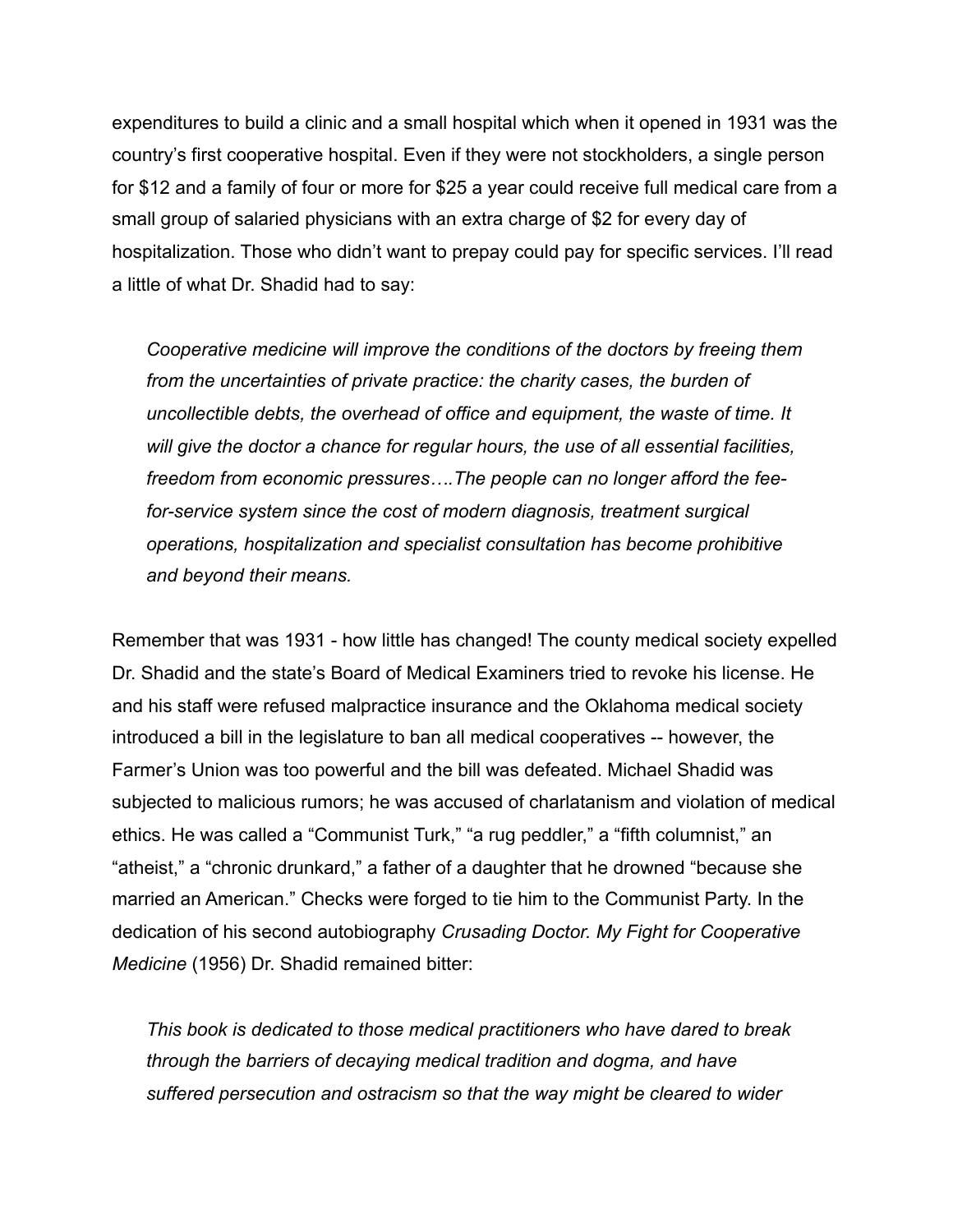expenditures to build a clinic and a small hospital which when it opened in 1931 was the country's first cooperative hospital. Even if they were not stockholders, a single person for $12 and a family of four or more for $25 a year could receive full medical care from a small group of salaried physicians with an extra charge of $2 for every day of hospitalization. Those who didn't want to prepay could pay for specific services. I'll read a little of what Dr. Shadid had to say:

> *Cooperative medicine will improve the conditions of the doctors by freeing them from the uncertainties of private practice: the charity cases, the burden of uncollectible debts, the overhead of office and equipment, the waste of time. It will give the doctor a chance for regular hours, the use of all essential facilities, freedom from economic pressures….The people can no longer afford the fee-for-service system since the cost of modern diagnosis, treatment surgical operations, hospitalization and specialist consultation has become prohibitive and beyond their means.*

Remember that was 1931 - how little has changed! The county medical society expelled Dr. Shadid and the state's Board of Medical Examiners tried to revoke his license. He and his staff were refused malpractice insurance and the Oklahoma medical society introduced a bill in the legislature to ban all medical cooperatives -- however, the Farmer's Union was too powerful and the bill was defeated. Michael Shadid was subjected to malicious rumors; he was accused of charlatanism and violation of medical ethics. He was called a "Communist Turk," "a rug peddler," a "fifth columnist," an "atheist," a "chronic drunkard," a father of a daughter that he drowned "because she married an American." Checks were forged to tie him to the Communist Party. In the dedication of his second autobiography *Crusading Doctor. My Fight for Cooperative Medicine* (1956) Dr. Shadid remained bitter:

> *This book is dedicated to those medical practitioners who have dared to break through the barriers of decaying medical tradition and dogma, and have suffered persecution and ostracism so that the way might be cleared to wider*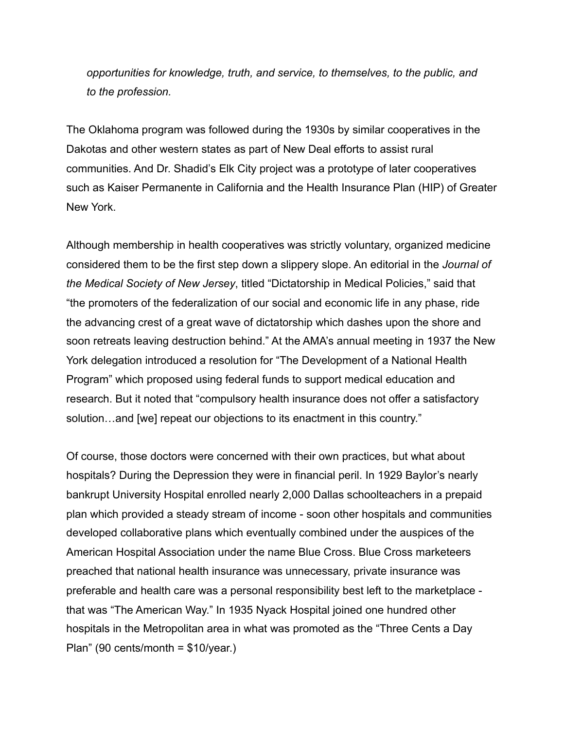*opportunities for knowledge, truth, and service, to themselves, to the public, and to the profession.*

The Oklahoma program was followed during the 1930s by similar cooperatives in the Dakotas and other western states as part of New Deal efforts to assist rural communities. And Dr. Shadid's Elk City project was a prototype of later cooperatives such as Kaiser Permanente in California and the Health Insurance Plan (HIP) of Greater New York.

Although membership in health cooperatives was strictly voluntary, organized medicine considered them to be the first step down a slippery slope. An editorial in the *Journal of the Medical Society of New Jersey*, titled "Dictatorship in Medical Policies," said that "the promoters of the federalization of our social and economic life in any phase, ride the advancing crest of a great wave of dictatorship which dashes upon the shore and soon retreats leaving destruction behind." At the AMA's annual meeting in 1937 the New York delegation introduced a resolution for "The Development of a National Health Program" which proposed using federal funds to support medical education and research. But it noted that "compulsory health insurance does not offer a satisfactory solution…and [we] repeat our objections to its enactment in this country."

Of course, those doctors were concerned with their own practices, but what about hospitals? During the Depression they were in financial peril. In 1929 Baylor's nearly bankrupt University Hospital enrolled nearly 2,000 Dallas schoolteachers in a prepaid plan which provided a steady stream of income - soon other hospitals and communities developed collaborative plans which eventually combined under the auspices of the American Hospital Association under the name Blue Cross. Blue Cross marketeers preached that national health insurance was unnecessary, private insurance was preferable and health care was a personal responsibility best left to the marketplace - that was "The American Way." In 1935 Nyack Hospital joined one hundred other hospitals in the Metropolitan area in what was promoted as the "Three Cents a Day Plan" (90 cents/month = $10/year.)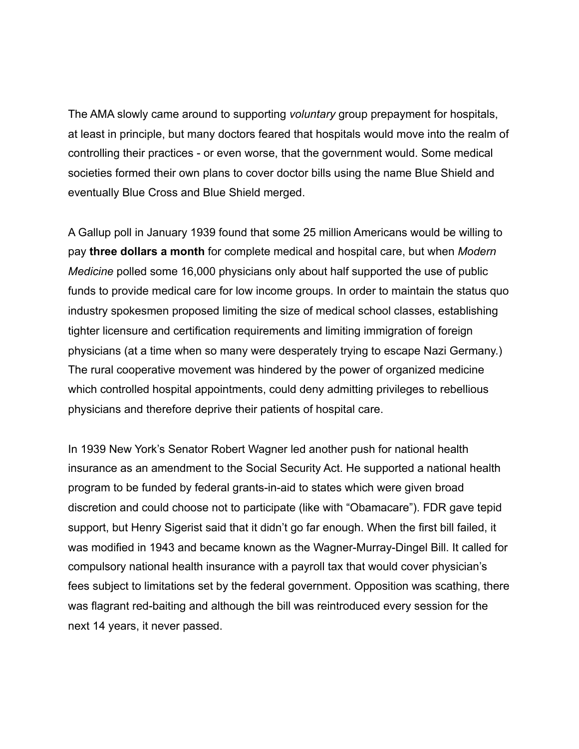The AMA slowly came around to supporting *voluntary* group prepayment for hospitals, at least in principle, but many doctors feared that hospitals would move into the realm of controlling their practices - or even worse, that the government would. Some medical societies formed their own plans to cover doctor bills using the name Blue Shield and eventually Blue Cross and Blue Shield merged.

A Gallup poll in January 1939 found that some 25 million Americans would be willing to pay **three dollars a month** for complete medical and hospital care, but when *Modern Medicine* polled some 16,000 physicians only about half supported the use of public funds to provide medical care for low income groups. In order to maintain the status quo industry spokesmen proposed limiting the size of medical school classes, establishing tighter licensure and certification requirements and limiting immigration of foreign physicians (at a time when so many were desperately trying to escape Nazi Germany.) The rural cooperative movement was hindered by the power of organized medicine which controlled hospital appointments, could deny admitting privileges to rebellious physicians and therefore deprive their patients of hospital care.

In 1939 New York's Senator Robert Wagner led another push for national health insurance as an amendment to the Social Security Act. He supported a national health program to be funded by federal grants-in-aid to states which were given broad discretion and could choose not to participate (like with "Obamacare"). FDR gave tepid support, but Henry Sigerist said that it didn't go far enough. When the first bill failed, it was modified in 1943 and became known as the Wagner-Murray-Dingel Bill. It called for compulsory national health insurance with a payroll tax that would cover physician's fees subject to limitations set by the federal government. Opposition was scathing, there was flagrant red-baiting and although the bill was reintroduced every session for the next 14 years, it never passed.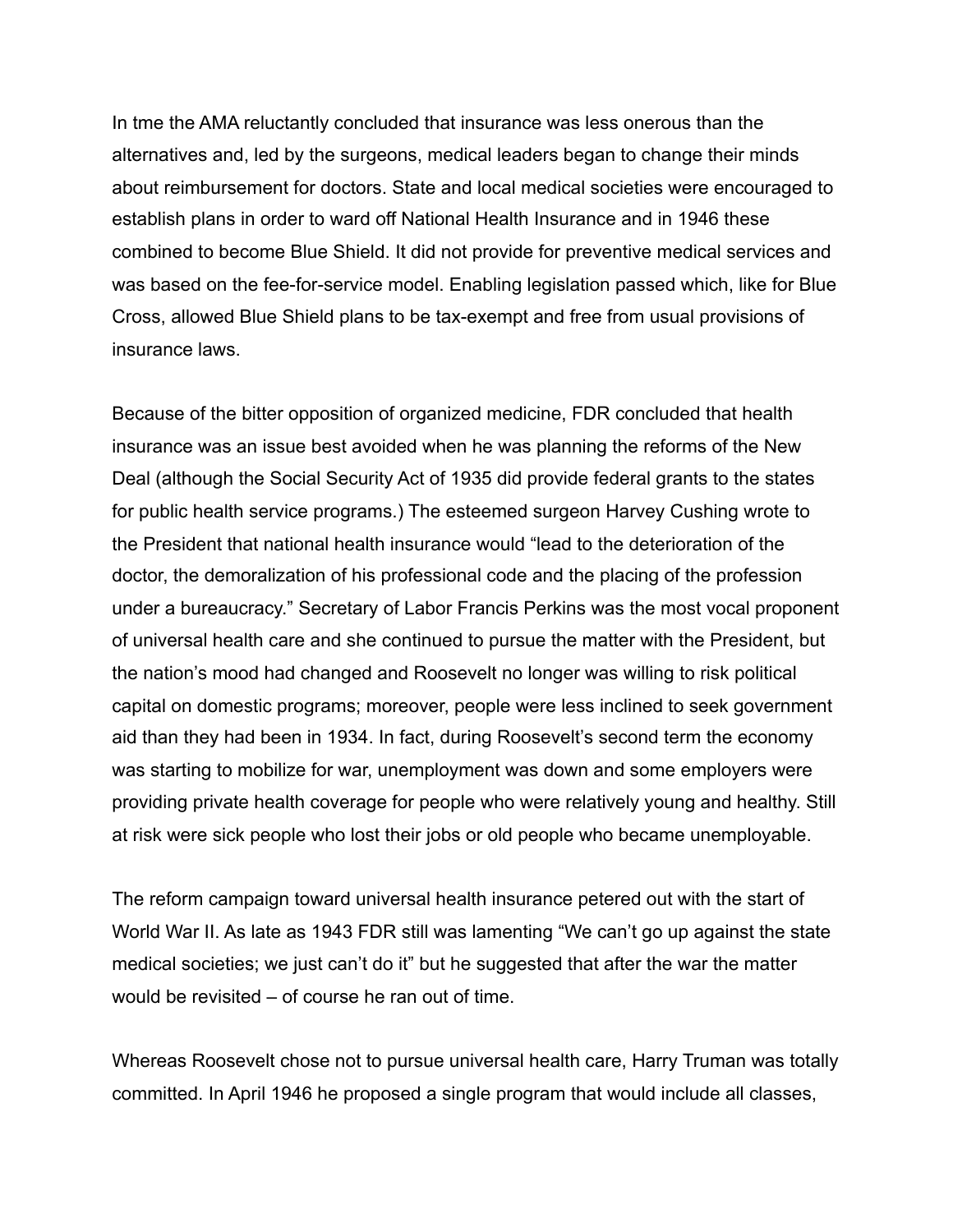In tme the AMA reluctantly concluded that insurance was less onerous than the alternatives and, led by the surgeons, medical leaders began to change their minds about reimbursement for doctors. State and local medical societies were encouraged to establish plans in order to ward off National Health Insurance and in 1946 these combined to become Blue Shield. It did not provide for preventive medical services and was based on the fee-for-service model. Enabling legislation passed which, like for Blue Cross, allowed Blue Shield plans to be tax-exempt and free from usual provisions of insurance laws.

Because of the bitter opposition of organized medicine, FDR concluded that health insurance was an issue best avoided when he was planning the reforms of the New Deal (although the Social Security Act of 1935 did provide federal grants to the states for public health service programs.) The esteemed surgeon Harvey Cushing wrote to the President that national health insurance would "lead to the deterioration of the doctor, the demoralization of his professional code and the placing of the profession under a bureaucracy." Secretary of Labor Francis Perkins was the most vocal proponent of universal health care and she continued to pursue the matter with the President, but the nation's mood had changed and Roosevelt no longer was willing to risk political capital on domestic programs; moreover, people were less inclined to seek government aid than they had been in 1934. In fact, during Roosevelt's second term the economy was starting to mobilize for war, unemployment was down and some employers were providing private health coverage for people who were relatively young and healthy. Still at risk were sick people who lost their jobs or old people who became unemployable.

The reform campaign toward universal health insurance petered out with the start of World War II. As late as 1943 FDR still was lamenting "We can't go up against the state medical societies; we just can't do it" but he suggested that after the war the matter would be revisited – of course he ran out of time.

Whereas Roosevelt chose not to pursue universal health care, Harry Truman was totally committed. In April 1946 he proposed a single program that would include all classes,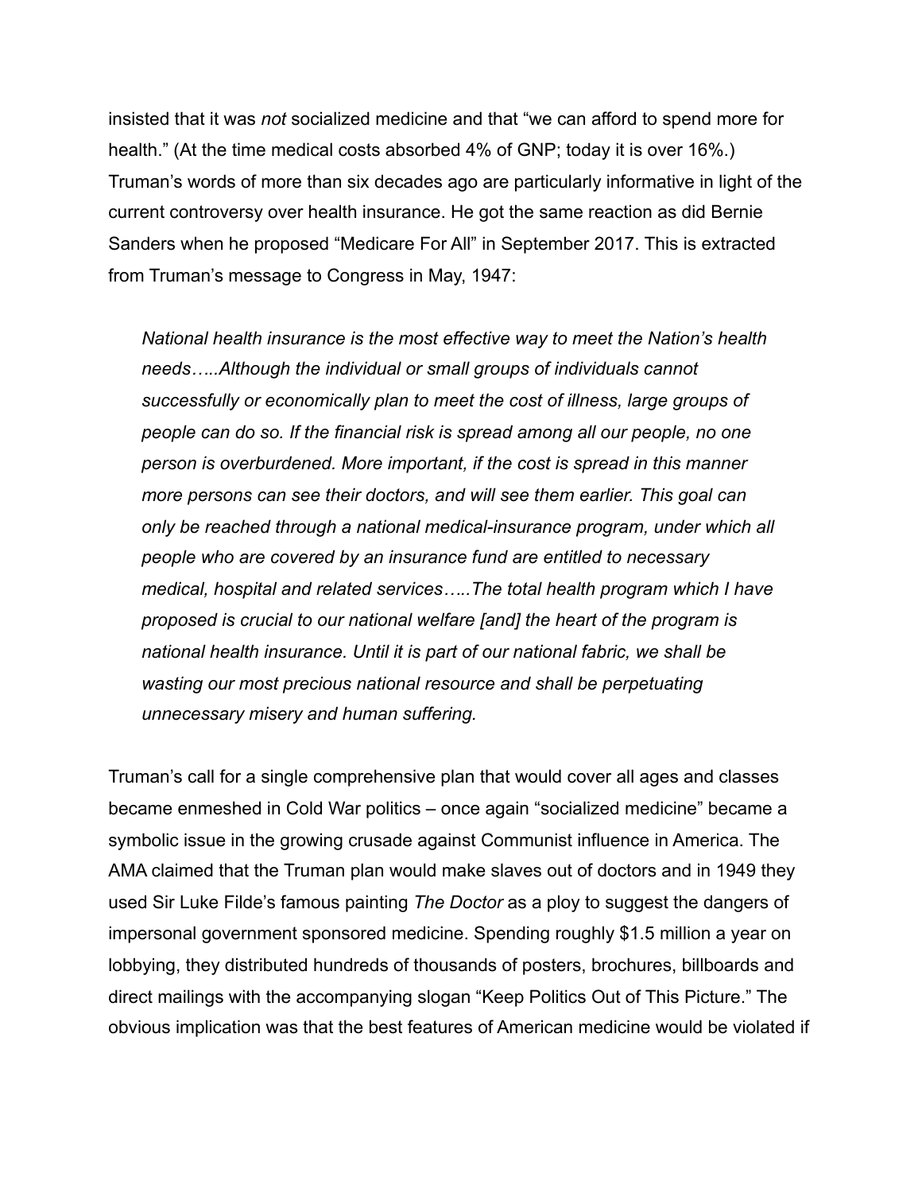insisted that it was *not* socialized medicine and that “we can afford to spend more for health.” (At the time medical costs absorbed 4% of GNP; today it is over 16%.) Truman’s words of more than six decades ago are particularly informative in light of the current controversy over health insurance. He got the same reaction as did Bernie Sanders when he proposed “Medicare For All” in September 2017. This is extracted from Truman’s message to Congress in May, 1947:

> *National health insurance is the most effective way to meet the Nation’s health needs…..Although the individual or small groups of individuals cannot successfully or economically plan to meet the cost of illness, large groups of people can do so. If the financial risk is spread among all our people, no one person is overburdened. More important, if the cost is spread in this manner more persons can see their doctors, and will see them earlier. This goal can only be reached through a national medical-insurance program, under which all people who are covered by an insurance fund are entitled to necessary medical, hospital and related services…..The total health program which I have proposed is crucial to our national welfare [and] the heart of the program is national health insurance. Until it is part of our national fabric, we shall be wasting our most precious national resource and shall be perpetuating unnecessary misery and human suffering.*

Truman’s call for a single comprehensive plan that would cover all ages and classes became enmeshed in Cold War politics – once again “socialized medicine” became a symbolic issue in the growing crusade against Communist influence in America. The AMA claimed that the Truman plan would make slaves out of doctors and in 1949 they used Sir Luke Filde’s famous painting *The Doctor* as a ploy to suggest the dangers of impersonal government sponsored medicine. Spending roughly $1.5 million a year on lobbying, they distributed hundreds of thousands of posters, brochures, billboards and direct mailings with the accompanying slogan “Keep Politics Out of This Picture.” The obvious implication was that the best features of American medicine would be violated if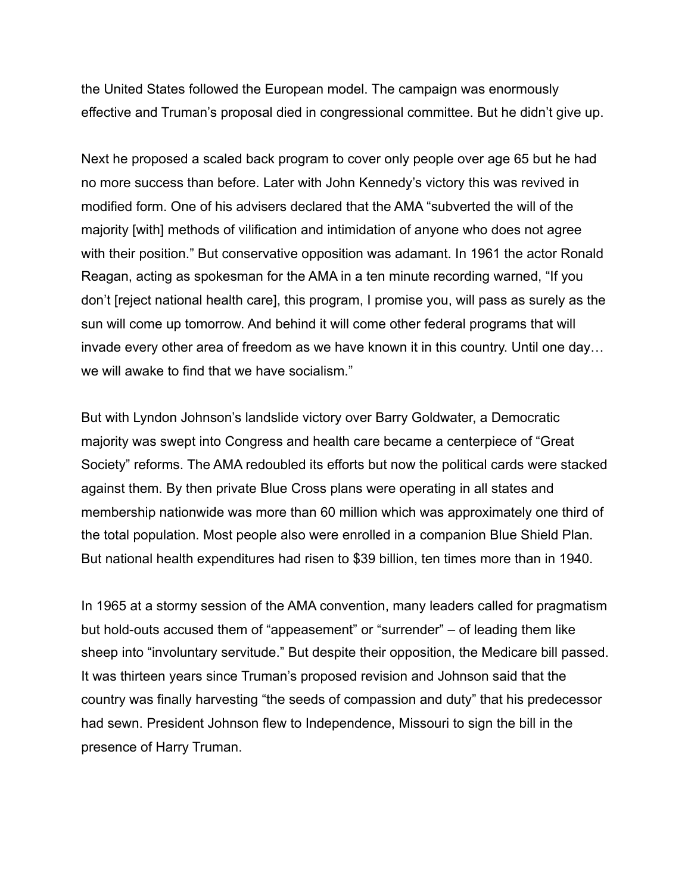the United States followed the European model. The campaign was enormously effective and Truman's proposal died in congressional committee. But he didn't give up.

Next he proposed a scaled back program to cover only people over age 65 but he had no more success than before. Later with John Kennedy's victory this was revived in modified form. One of his advisers declared that the AMA "subverted the will of the majority [with] methods of vilification and intimidation of anyone who does not agree with their position." But conservative opposition was adamant. In 1961 the actor Ronald Reagan, acting as spokesman for the AMA in a ten minute recording warned, "If you don't [reject national health care], this program, I promise you, will pass as surely as the sun will come up tomorrow. And behind it will come other federal programs that will invade every other area of freedom as we have known it in this country. Until one day… we will awake to find that we have socialism."

But with Lyndon Johnson's landslide victory over Barry Goldwater, a Democratic majority was swept into Congress and health care became a centerpiece of "Great Society" reforms. The AMA redoubled its efforts but now the political cards were stacked against them. By then private Blue Cross plans were operating in all states and membership nationwide was more than 60 million which was approximately one third of the total population. Most people also were enrolled in a companion Blue Shield Plan. But national health expenditures had risen to $39 billion, ten times more than in 1940.

In 1965 at a stormy session of the AMA convention, many leaders called for pragmatism but hold-outs accused them of "appeasement" or "surrender" – of leading them like sheep into "involuntary servitude." But despite their opposition, the Medicare bill passed. It was thirteen years since Truman's proposed revision and Johnson said that the country was finally harvesting "the seeds of compassion and duty" that his predecessor had sewn. President Johnson flew to Independence, Missouri to sign the bill in the presence of Harry Truman.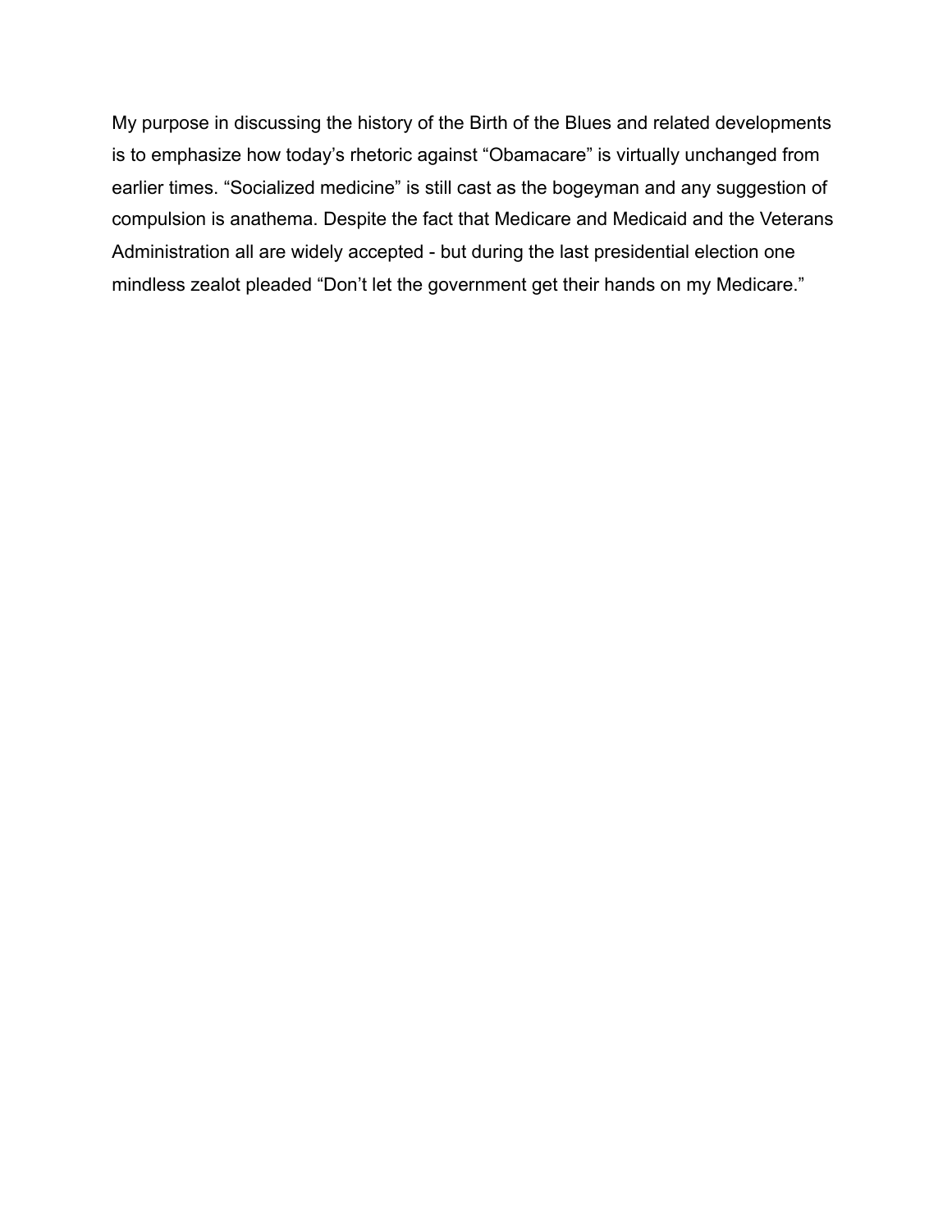My purpose in discussing the history of the Birth of the Blues and related developments is to emphasize how today's rhetoric against "Obamacare" is virtually unchanged from earlier times. "Socialized medicine" is still cast as the bogeyman and any suggestion of compulsion is anathema. Despite the fact that Medicare and Medicaid and the Veterans Administration all are widely accepted - but during the last presidential election one mindless zealot pleaded "Don't let the government get their hands on my Medicare."